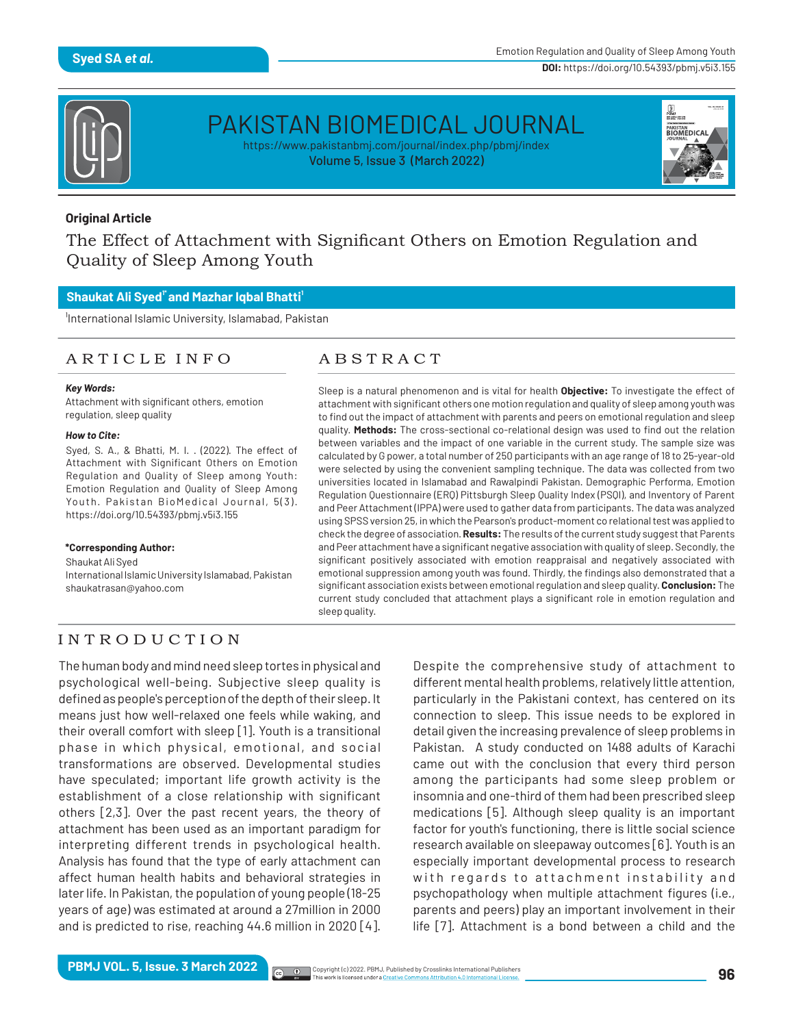**Original Article**

# The Effect of Attachment with Significant Others on Emotion Regulation and Quality of Sleep Among Youth

**Shaukat Ali Syed[1*] and Mazhar Iqbal Bhatti[1]**

[1]International Islamic University, Islamabad, Pakistan

## ARTICLE INFO

***Key Words:***

Attachment with significant others, emotion regulation, sleep quality

***How to Cite:***

Syed, S. A., & Bhatti, M. I. . (2022). The effect of Attachment with Significant Others on Emotion Regulation and Quality of Sleep among Youth: Emotion Regulation and Quality of Sleep Among Youth. Pakistan BioMedical Journal, 5(3). https://doi.org/10.54393/pbmj.v5i3.155

**\*Corresponding Author:**

Shaukat Ali Syed
International Islamic University Islamabad, Pakistan
shaukatrasan@yahoo.com

## ABSTRACT

Sleep is a natural phenomenon and is vital for health **Objective:** To investigate the effect of attachment with significant others one motion regulation and quality of sleep among youth was to find out the impact of attachment with parents and peers on emotional regulation and sleep quality. **Methods:** The cross-sectional co-relational design was used to find out the relation between variables and the impact of one variable in the current study. The sample size was calculated by G power, a total number of 250 participants with an age range of 18 to 25-year-old were selected by using the convenient sampling technique. The data was collected from two universities located in Islamabad and Rawalpindi Pakistan. Demographic Performa, Emotion Regulation Questionnaire (ERQ) Pittsburgh Sleep Quality Index (PSQI), and Inventory of Parent and Peer Attachment (IPPA) were used to gather data from participants. The data was analyzed using SPSS version 25, in which the Pearson's product-moment co relational test was applied to check the degree of association. **Results:** The results of the current study suggest that Parents and Peer attachment have a significant negative association with quality of sleep. Secondly, the significant positively associated with emotion reappraisal and negatively associated with emotional suppression among youth was found. Thirdly, the findings also demonstrated that a significant association exists between emotional regulation and sleep quality. **Conclusion:** The current study concluded that attachment plays a significant role in emotion regulation and sleep quality.

## INTRODUCTION

The human body and mind need sleep tortes in physical and psychological well-being. Subjective sleep quality is defined as people's perception of the depth of their sleep. It means just how well-relaxed one feels while waking, and their overall comfort with sleep [1]. Youth is a transitional phase in which physical, emotional, and social transformations are observed. Developmental studies have speculated; important life growth activity is the establishment of a close relationship with significant others [2,3]. Over the past recent years, the theory of attachment has been used as an important paradigm for interpreting different trends in psychological health. Analysis has found that the type of early attachment can affect human health habits and behavioral strategies in later life. In Pakistan, the population of young people (18-25 years of age) was estimated at around a 27million in 2000 and is predicted to rise, reaching 44.6 million in 2020 [4].

Despite the comprehensive study of attachment to different mental health problems, relatively little attention, particularly in the Pakistani context, has centered on its connection to sleep. This issue needs to be explored in detail given the increasing prevalence of sleep problems in Pakistan. A study conducted on 1488 adults of Karachi came out with the conclusion that every third person among the participants had some sleep problem or insomnia and one-third of them had been prescribed sleep medications [5]. Although sleep quality is an important factor for youth's functioning, there is little social science research available on sleepaway outcomes [6]. Youth is an especially important developmental process to research with regards to attachment instability and psychopathology when multiple attachment figures (i.e., parents and peers) play an important involvement in their life [7]. Attachment is a bond between a child and the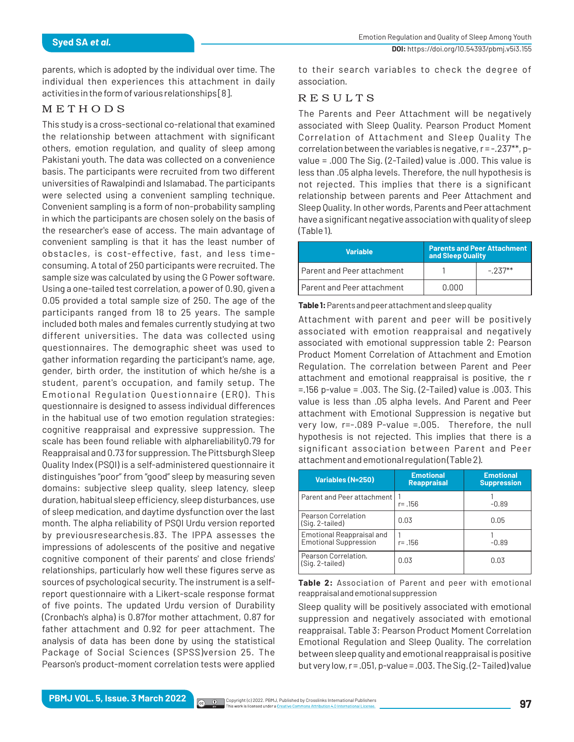parents, which is adopted by the individual over time. The individual then experiences this attachment in daily activities in the form of various relationships[8].

## METHODS

This study is a cross-sectional co-relational that examined the relationship between attachment with significant others, emotion regulation, and quality of sleep among Pakistani youth. The data was collected on a convenience basis. The participants were recruited from two different universities of Rawalpindi and Islamabad. The participants were selected using a convenient sampling technique. Convenient sampling is a form of non-probability sampling in which the participants are chosen solely on the basis of the researcher's ease of access. The main advantage of convenient sampling is that it has the least number of obstacles, is cost-effective, fast, and less time-consuming. A total of 250 participants were recruited. The sample size was calculated by using the G Power software. Using a one-tailed test correlation, a power of 0.90, given a 0.05 provided a total sample size of 250. The age of the participants ranged from 18 to 25 years. The sample included both males and females currently studying at two different universities. The data was collected using questionnaires. The demographic sheet was used to gather information regarding the participant's name, age, gender, birth order, the institution of which he/she is a student, parent's occupation, and family setup. The Emotional Regulation Questionnaire (ERQ). This questionnaire is designed to assess individual differences in the habitual use of two emotion regulation strategies: cognitive reappraisal and expressive suppression. The scale has been found reliable with alphareliability0.79 for Reappraisal and 0.73 for suppression. The Pittsburgh Sleep Quality Index (PSQI) is a self-administered questionnaire it distinguishes "poor" from "good" sleep by measuring seven domains: subjective sleep quality, sleep latency, sleep duration, habitual sleep efficiency, sleep disturbances, use of sleep medication, and daytime dysfunction over the last month. The alpha reliability of PSQI Urdu version reported by previousresearchesis.83. The IPPA assesses the impressions of adolescents of the positive and negative cognitive component of their parents' and close friends' relationships, particularly how well these figures serve as sources of psychological security. The instrument is a self-report questionnaire with a Likert-scale response format of five points. The updated Urdu version of Durability (Cronbach's alpha) is 0.87for mother attachment, 0.87 for father attachment and 0.92 for peer attachment. The analysis of data has been done by using the statistical Package of Social Sciences (SPSS)version 25. The Pearson's product-moment correlation tests were applied to their search variables to check the degree of association.

## RESULTS

The Parents and Peer Attachment will be negatively associated with Sleep Quality. Pearson Product Moment Correlation of Attachment and Sleep Quality The correlation between the variables is negative, r = -.237**, p-value = .000 The Sig. (2-Tailed) value is .000. This value is less than .05 alpha levels. Therefore, the null hypothesis is not rejected. This implies that there is a significant relationship between parents and Peer Attachment and Sleep Quality. In other words, Parents and Peer attachment have a significant negative association with quality of sleep (Table 1).

| Variable | Parents and Peer Attachment and Sleep Quality | |
|---|---|---|
| Parent and Peer attachment | 1 | -.237** |
| Parent and Peer attachment | 0.000 | |

**Table 1:** Parents and peer attachment and sleep quality

Attachment with parent and peer will be positively associated with emotion reappraisal and negatively associated with emotional suppression table 2: Pearson Product Moment Correlation of Attachment and Emotion Regulation. The correlation between Parent and Peer attachment and emotional reappraisal is positive, the r =.156 p-value = .003. The Sig. (2-Tailed) value is .003. This value is less than .05 alpha levels. And Parent and Peer attachment with Emotional Suppression is negative but very low, r=-.089 P-value =.005. Therefore, the null hypothesis is not rejected. This implies that there is a significant association between Parent and Peer attachment and emotional regulation (Table 2).

| Variables (N=250) | Emotional Reappraisal | Emotional Suppression |
|---|---|---|
| Parent and Peer attachment | 1<br>r= .156 | 1<br>-0.89 |
| Pearson Correlation (Sig. 2-tailed) | 0.03 | 0.05 |
| Emotional Reappraisal and Emotional Suppression | 1<br>r= .156 | 1<br>-0.89 |
| Pearson Correlation. (Sig. 2-tailed) | 0.03 | 0.03 |

**Table 2:** Association of Parent and peer with emotional reappraisal and emotional suppression

Sleep quality will be positively associated with emotional suppression and negatively associated with emotional reappraisal. Table 3: Pearson Product Moment Correlation Emotional Regulation and Sleep Quality. The correlation between sleep quality and emotional reappraisal is positive but very low, r = .051, p-value = .003. The Sig. (2- Tailed) value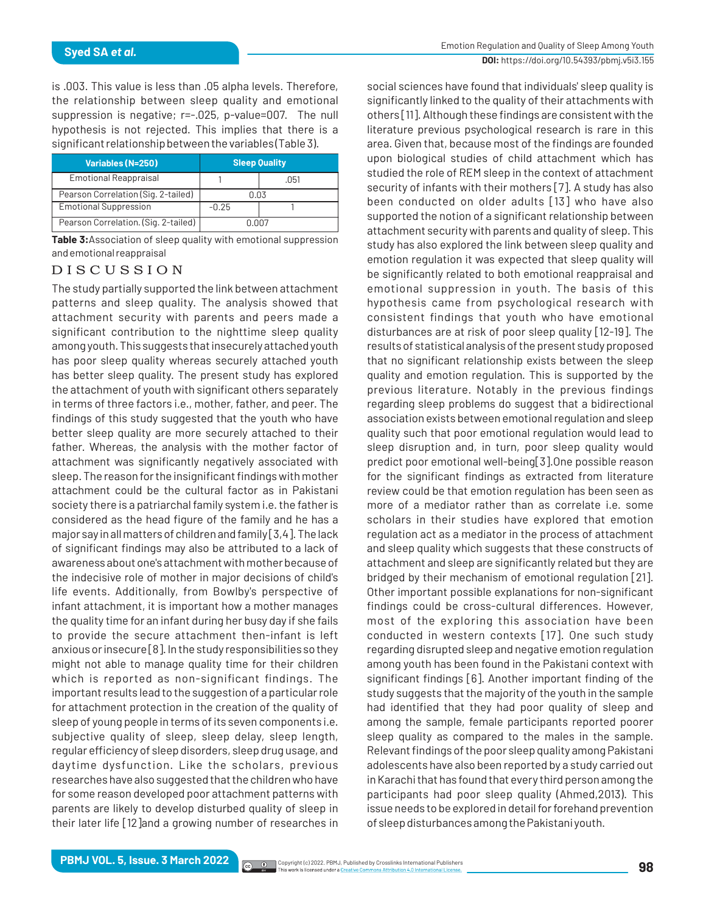is .003. This value is less than .05 alpha levels. Therefore, the relationship between sleep quality and emotional suppression is negative; r=-.025, p-value=007. The null hypothesis is not rejected. This implies that there is a significant relationship between the variables (Table 3).

| Variables (N=250) | Sleep Quality | |
|---|---|---|
| Emotional Reappraisal | 1 | .051 |
| Pearson Correlation (Sig. 2-tailed) | 0.03 | |
| Emotional Suppression | -0.25 | 1 |
| Pearson Correlation. (Sig. 2-tailed) | 0.007 | |

**Table 3:** Association of sleep quality with emotional suppression and emotional reappraisal

## DISCUSSION

The study partially supported the link between attachment patterns and sleep quality. The analysis showed that attachment security with parents and peers made a significant contribution to the nighttime sleep quality among youth. This suggests that insecurely attached youth has poor sleep quality whereas securely attached youth has better sleep quality. The present study has explored the attachment of youth with significant others separately in terms of three factors i.e., mother, father, and peer. The findings of this study suggested that the youth who have better sleep quality are more securely attached to their father. Whereas, the analysis with the mother factor of attachment was significantly negatively associated with sleep. The reason for the insignificant findings with mother attachment could be the cultural factor as in Pakistani society there is a patriarchal family system i.e. the father is considered as the head figure of the family and he has a major say in all matters of children and family [3,4]. The lack of significant findings may also be attributed to a lack of awareness about one's attachment with mother because of the indecisive role of mother in major decisions of child's life events. Additionally, from Bowlby's perspective of infant attachment, it is important how a mother manages the quality time for an infant during her busy day if she fails to provide the secure attachment then-infant is left anxious or insecure [8]. In the study responsibilities so they might not able to manage quality time for their children which is reported as non-significant findings. The important results lead to the suggestion of a particular role for attachment protection in the creation of the quality of sleep of young people in terms of its seven components i.e. subjective quality of sleep, sleep delay, sleep length, regular efficiency of sleep disorders, sleep drug usage, and daytime dysfunction. Like the scholars, previous researches have also suggested that the children who have for some reason developed poor attachment patterns with parents are likely to develop disturbed quality of sleep in their later life [12]and a growing number of researches in social sciences have found that individuals' sleep quality is significantly linked to the quality of their attachments with others [11]. Although these findings are consistent with the literature previous psychological research is rare in this area. Given that, because most of the findings are founded upon biological studies of child attachment which has studied the role of REM sleep in the context of attachment security of infants with their mothers [7]. A study has also been conducted on older adults [13] who have also supported the notion of a significant relationship between attachment security with parents and quality of sleep. This study has also explored the link between sleep quality and emotion regulation it was expected that sleep quality will be significantly related to both emotional reappraisal and emotional suppression in youth. The basis of this hypothesis came from psychological research with consistent findings that youth who have emotional disturbances are at risk of poor sleep quality [12-19]. The results of statistical analysis of the present study proposed that no significant relationship exists between the sleep quality and emotion regulation. This is supported by the previous literature. Notably in the previous findings regarding sleep problems do suggest that a bidirectional association exists between emotional regulation and sleep quality such that poor emotional regulation would lead to sleep disruption and, in turn, poor sleep quality would predict poor emotional well-being[3].One possible reason for the significant findings as extracted from literature review could be that emotion regulation has been seen as more of a mediator rather than as correlate i.e. some scholars in their studies have explored that emotion regulation act as a mediator in the process of attachment and sleep quality which suggests that these constructs of attachment and sleep are significantly related but they are bridged by their mechanism of emotional regulation [21]. Other important possible explanations for non-significant findings could be cross-cultural differences. However, most of the exploring this association have been conducted in western contexts [17]. One such study regarding disrupted sleep and negative emotion regulation among youth has been found in the Pakistani context with significant findings [6]. Another important finding of the study suggests that the majority of the youth in the sample had identified that they had poor quality of sleep and among the sample, female participants reported poorer sleep quality as compared to the males in the sample. Relevant findings of the poor sleep quality among Pakistani adolescents have also been reported by a study carried out in Karachi that has found that every third person among the participants had poor sleep quality (Ahmed,2013). This issue needs to be explored in detail for forehand prevention of sleep disturbances among the Pakistani youth.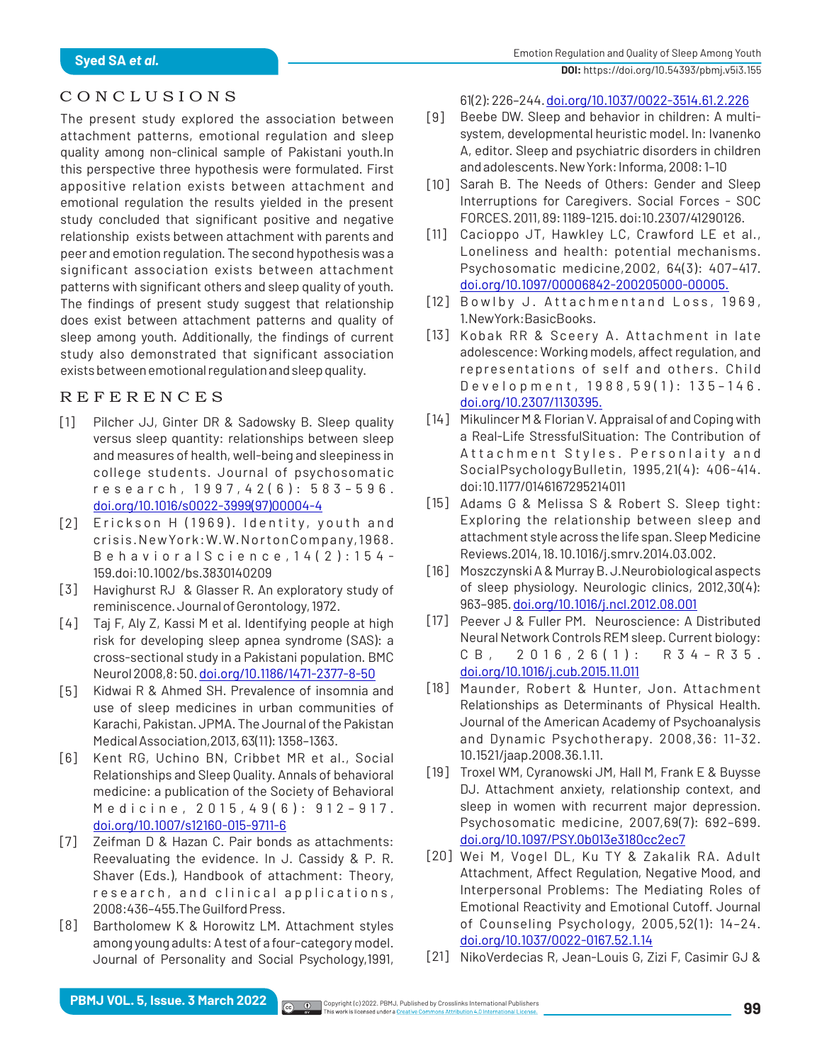## CONCLUSIONS

The present study explored the association between attachment patterns, emotional regulation and sleep quality among non-clinical sample of Pakistani youth.In this perspective three hypothesis were formulated. First appositive relation exists between attachment and emotional regulation the results yielded in the present study concluded that significant positive and negative relationship exists between attachment with parents and peer and emotion regulation. The second hypothesis was a significant association exists between attachment patterns with significant others and sleep quality of youth. The findings of present study suggest that relationship does exist between attachment patterns and quality of sleep among youth. Additionally, the findings of current study also demonstrated that significant association exists between emotional regulation and sleep quality.

## REFERENCES

[1] Pilcher JJ, Ginter DR & Sadowsky B. Sleep quality versus sleep quantity: relationships between sleep and measures of health, well-being and sleepiness in college students. Journal of psychosomatic research, 1997,42(6): 583-596. doi.org/10.1016/s0022-3999(97)00004-4

[2] Erickson H (1969). Identity, youth and crisis.NewYork:W.W.NortonCompany,1968. BehavioralScience,14(2):154-159.doi:10.1002/bs.3830140209

[3] Havighurst RJ & Glasser R. An exploratory study of reminiscence. Journal of Gerontology, 1972.

[4] Taj F, Aly Z, Kassi M et al. Identifying people at high risk for developing sleep apnea syndrome (SAS): a cross-sectional study in a Pakistani population. BMC Neurol 2008,8: 50. doi.org/10.1186/1471-2377-8-50

[5] Kidwai R & Ahmed SH. Prevalence of insomnia and use of sleep medicines in urban communities of Karachi, Pakistan. JPMA. The Journal of the Pakistan Medical Association,2013, 63(11): 1358–1363.

[6] Kent RG, Uchino BN, Cribbet MR et al., Social Relationships and Sleep Quality. Annals of behavioral medicine: a publication of the Society of Behavioral Medicine, 2015,49(6): 912–917. doi.org/10.1007/s12160-015-9711-6

[7] Zeifman D & Hazan C. Pair bonds as attachments: Reevaluating the evidence. In J. Cassidy & P. R. Shaver (Eds.), Handbook of attachment: Theory, research, and clinical applications, 2008:436–455.The Guilford Press.

[8] Bartholomew K & Horowitz LM. Attachment styles among young adults: A test of a four-category model. Journal of Personality and Social Psychology,1991, 61(2): 226–244. doi.org/10.1037/0022-3514.61.2.226

[9] Beebe DW. Sleep and behavior in children: A multi-system, developmental heuristic model. In: Ivanenko A, editor. Sleep and psychiatric disorders in children and adolescents. New York: Informa, 2008: 1–10

[10] Sarah B. The Needs of Others: Gender and Sleep Interruptions for Caregivers. Social Forces - SOC FORCES. 2011, 89: 1189-1215. doi:10.2307/41290126.

[11] Cacioppo JT, Hawkley LC, Crawford LE et al., Loneliness and health: potential mechanisms. Psychosomatic medicine,2002, 64(3): 407–417. doi.org/10.1097/00006842-200205000-00005.

[12] Bowlby J. Attachmentand Loss, 1969, 1.NewYork:BasicBooks.

[13] Kobak RR & Sceery A. Attachment in late adolescence: Working models, affect regulation, and representations of self and others. Child Development, 1988,59(1): 135-146. doi.org/10.2307/1130395.

[14] Mikulincer M & Florian V. Appraisal of and Coping with a Real-Life StressfulSituation: The Contribution of Attachment Styles. Personlaity and SocialPsychologyBulletin, 1995,21(4): 406-414. doi:10.1177/0146167295214011

[15] Adams G & Melissa S & Robert S. Sleep tight: Exploring the relationship between sleep and attachment style across the life span. Sleep Medicine Reviews.2014, 18. 10.1016/j.smrv.2014.03.002.

[16] Moszczynski A & Murray B. J.Neurobiological aspects of sleep physiology. Neurologic clinics, 2012,30(4): 963–985. doi.org/10.1016/j.ncl.2012.08.001

[17] Peever J & Fuller PM. Neuroscience: A Distributed Neural Network Controls REM sleep. Current biology: CB, 2016,26(1): R34–R35. doi.org/10.1016/j.cub.2015.11.011

[18] Maunder, Robert & Hunter, Jon. Attachment Relationships as Determinants of Physical Health. Journal of the American Academy of Psychoanalysis and Dynamic Psychotherapy. 2008,36: 11-32. 10.1521/jaap.2008.36.1.11.

[19] Troxel WM, Cyranowski JM, Hall M, Frank E & Buysse DJ. Attachment anxiety, relationship context, and sleep in women with recurrent major depression. Psychosomatic medicine, 2007,69(7): 692–699. doi.org/10.1097/PSY.0b013e3180cc2ec7

[20] Wei M, Vogel DL, Ku TY & Zakalik RA. Adult Attachment, Affect Regulation, Negative Mood, and Interpersonal Problems: The Mediating Roles of Emotional Reactivity and Emotional Cutoff. Journal of Counseling Psychology, 2005,52(1): 14–24. doi.org/10.1037/0022-0167.52.1.14

[21] NikoVerdecias R, Jean-Louis G, Zizi F, Casimir GJ &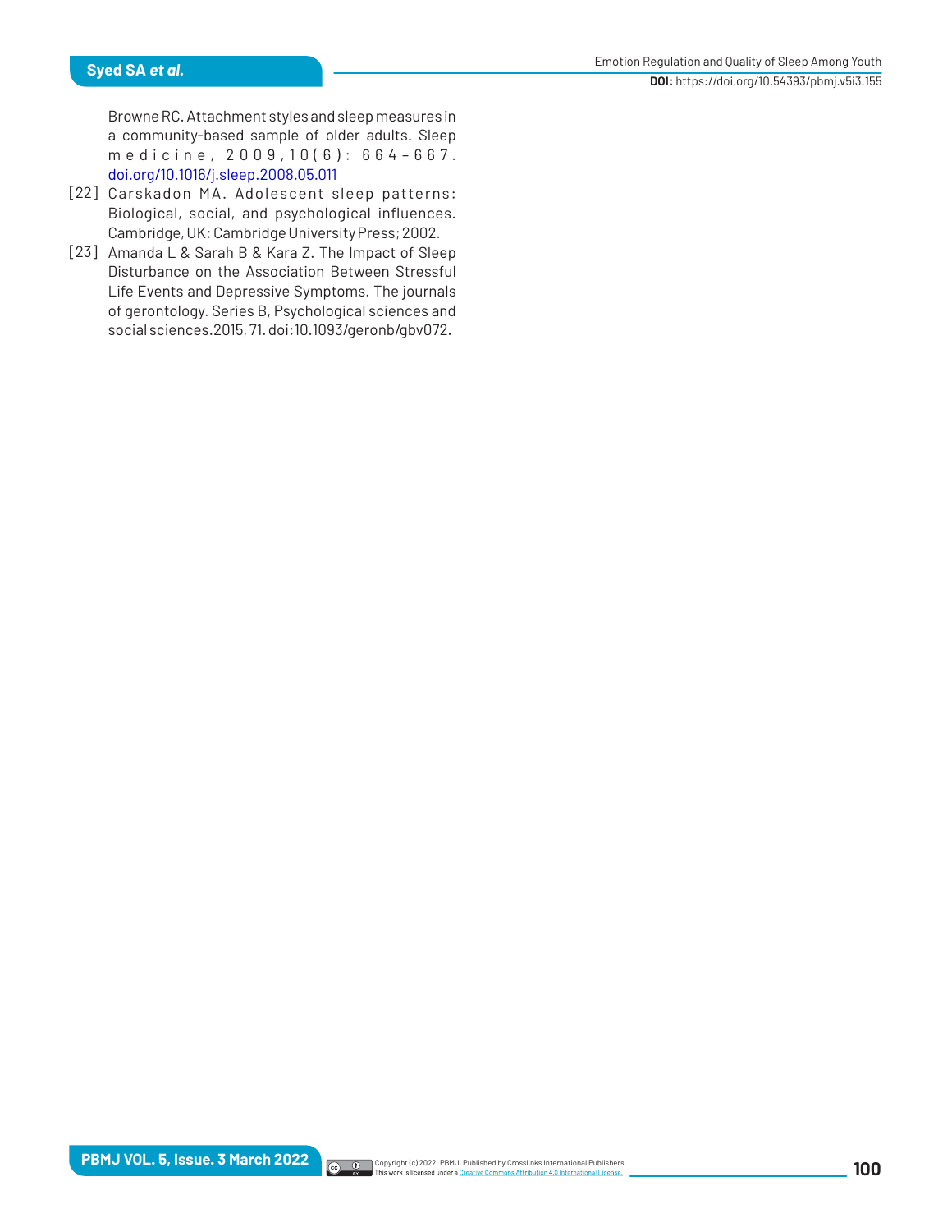Browne RC. Attachment styles and sleep measures in a community-based sample of older adults. Sleep medicine, 2009,10(6): 664-667. doi.org/10.1016/j.sleep.2008.05.011

[22] Carskadon MA. Adolescent sleep patterns: Biological, social, and psychological influences. Cambridge, UK: Cambridge University Press; 2002.

[23] Amanda L & Sarah B & Kara Z. The Impact of Sleep Disturbance on the Association Between Stressful Life Events and Depressive Symptoms. The journals of gerontology. Series B, Psychological sciences and social sciences.2015, 71. doi:10.1093/geronb/gbv072.